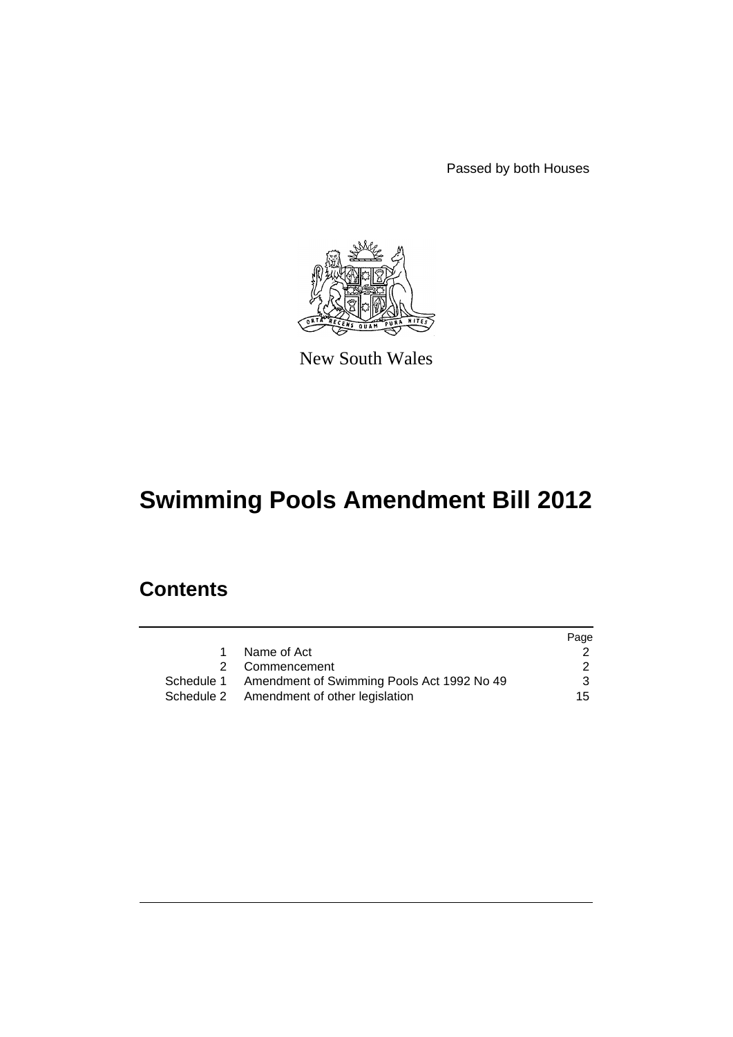Passed by both Houses

New South Wales

# Swimming Pools Amendment Bill 2012

## Contents

| | | Page |
|---|---|---|
| 1 | Name of Act | 2 |
| 2 | Commencement | 2 |
| Schedule 1 | Amendment of Swimming Pools Act 1992 No 49 | 3 |
| Schedule 2 | Amendment of other legislation | 15 |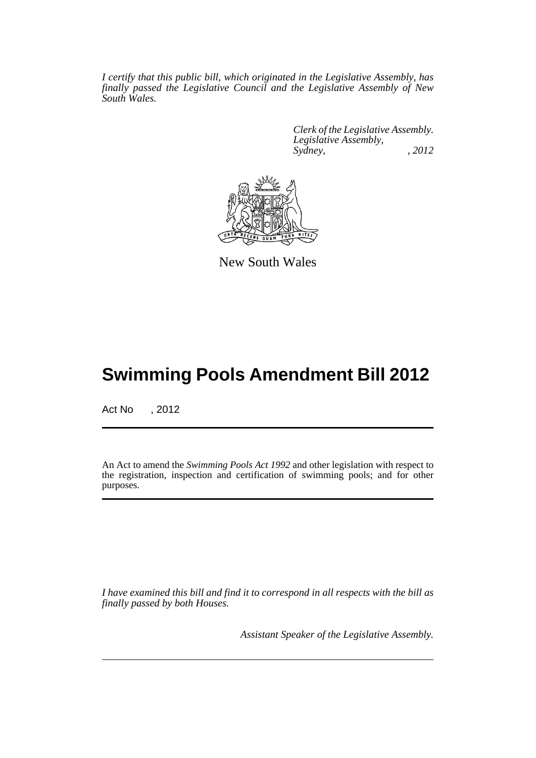*I certify that this public bill, which originated in the Legislative Assembly, has finally passed the Legislative Council and the Legislative Assembly of New South Wales.*

*Clerk of the Legislative Assembly.*
*Legislative Assembly,*
*Sydney, , 2012*

New South Wales

# Swimming Pools Amendment Bill 2012

Act No , 2012

An Act to amend the *Swimming Pools Act 1992* and other legislation with respect to the registration, inspection and certification of swimming pools; and for other purposes.

*I have examined this bill and find it to correspond in all respects with the bill as finally passed by both Houses.*

*Assistant Speaker of the Legislative Assembly.*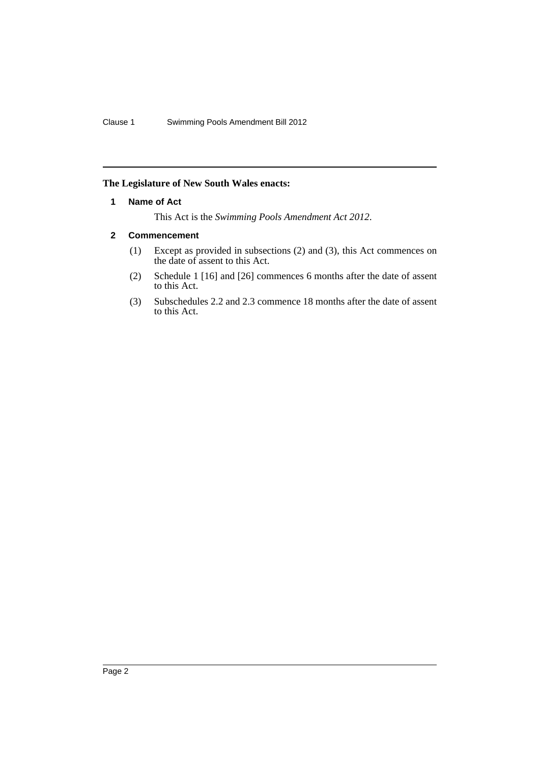**The Legislature of New South Wales enacts:**

## 1 Name of Act

This Act is the *Swimming Pools Amendment Act 2012*.

## 2 Commencement

(1) Except as provided in subsections (2) and (3), this Act commences on the date of assent to this Act.

(2) Schedule 1 [16] and [26] commences 6 months after the date of assent to this Act.

(3) Subschedules 2.2 and 2.3 commence 18 months after the date of assent to this Act.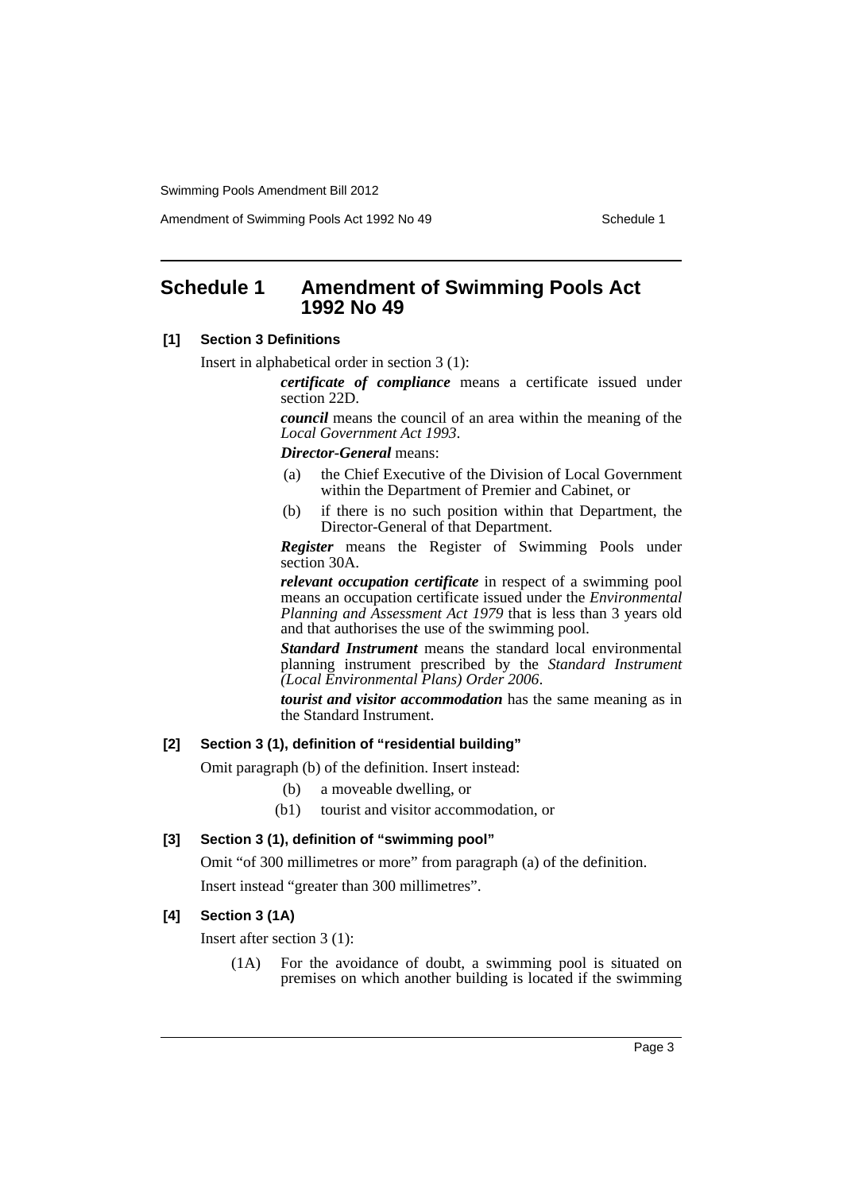# Schedule 1 Amendment of Swimming Pools Act 1992 No 49

**[1] Section 3 Definitions**

Insert in alphabetical order in section 3 (1):

> ***certificate of compliance*** means a certificate issued under section 22D.
>
> ***council*** means the council of an area within the meaning of the *Local Government Act 1993*.
>
> ***Director-General*** means:
>
> (a) the Chief Executive of the Division of Local Government within the Department of Premier and Cabinet, or
>
> (b) if there is no such position within that Department, the Director-General of that Department.
>
> ***Register*** means the Register of Swimming Pools under section 30A.
>
> ***relevant occupation certificate*** in respect of a swimming pool means an occupation certificate issued under the *Environmental Planning and Assessment Act 1979* that is less than 3 years old and that authorises the use of the swimming pool.
>
> ***Standard Instrument*** means the standard local environmental planning instrument prescribed by the *Standard Instrument (Local Environmental Plans) Order 2006*.
>
> ***tourist and visitor accommodation*** has the same meaning as in the Standard Instrument.

**[2] Section 3 (1), definition of "residential building"**

Omit paragraph (b) of the definition. Insert instead:

> (b) a moveable dwelling, or
>
> (b1) tourist and visitor accommodation, or

**[3] Section 3 (1), definition of "swimming pool"**

Omit "of 300 millimetres or more" from paragraph (a) of the definition.

Insert instead "greater than 300 millimetres".

**[4] Section 3 (1A)**

Insert after section 3 (1):

> (1A) For the avoidance of doubt, a swimming pool is situated on premises on which another building is located if the swimming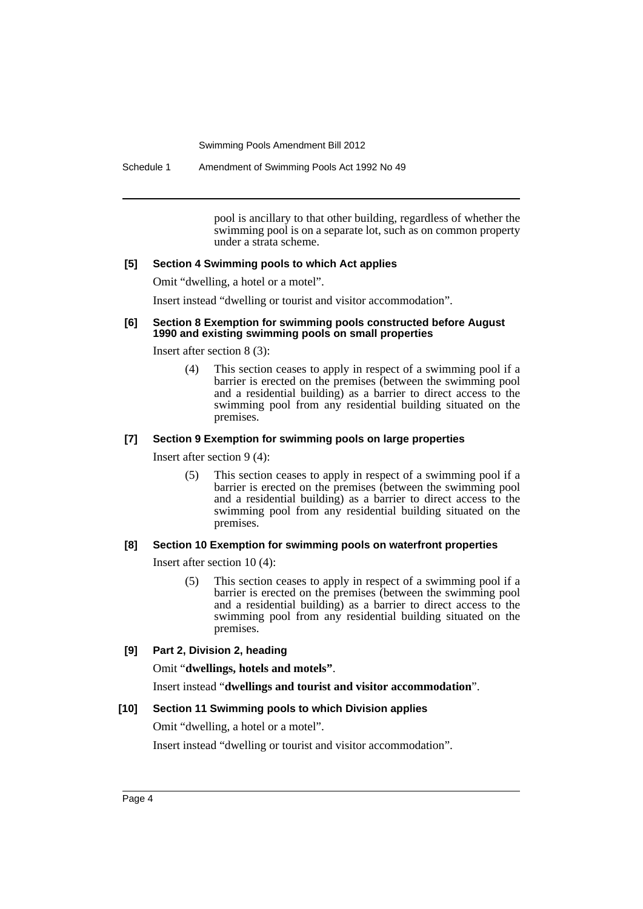pool is ancillary to that other building, regardless of whether the swimming pool is on a separate lot, such as on common property under a strata scheme.

**[5] Section 4 Swimming pools to which Act applies**

Omit "dwelling, a hotel or a motel".

Insert instead "dwelling or tourist and visitor accommodation".

**[6] Section 8 Exemption for swimming pools constructed before August 1990 and existing swimming pools on small properties**

Insert after section 8 (3):

(4) This section ceases to apply in respect of a swimming pool if a barrier is erected on the premises (between the swimming pool and a residential building) as a barrier to direct access to the swimming pool from any residential building situated on the premises.

**[7] Section 9 Exemption for swimming pools on large properties**

Insert after section 9 (4):

(5) This section ceases to apply in respect of a swimming pool if a barrier is erected on the premises (between the swimming pool and a residential building) as a barrier to direct access to the swimming pool from any residential building situated on the premises.

**[8] Section 10 Exemption for swimming pools on waterfront properties**

Insert after section 10 (4):

(5) This section ceases to apply in respect of a swimming pool if a barrier is erected on the premises (between the swimming pool and a residential building) as a barrier to direct access to the swimming pool from any residential building situated on the premises.

**[9] Part 2, Division 2, heading**

Omit "**dwellings, hotels and motels**".

Insert instead "**dwellings and tourist and visitor accommodation**".

**[10] Section 11 Swimming pools to which Division applies**

Omit "dwelling, a hotel or a motel".

Insert instead "dwelling or tourist and visitor accommodation".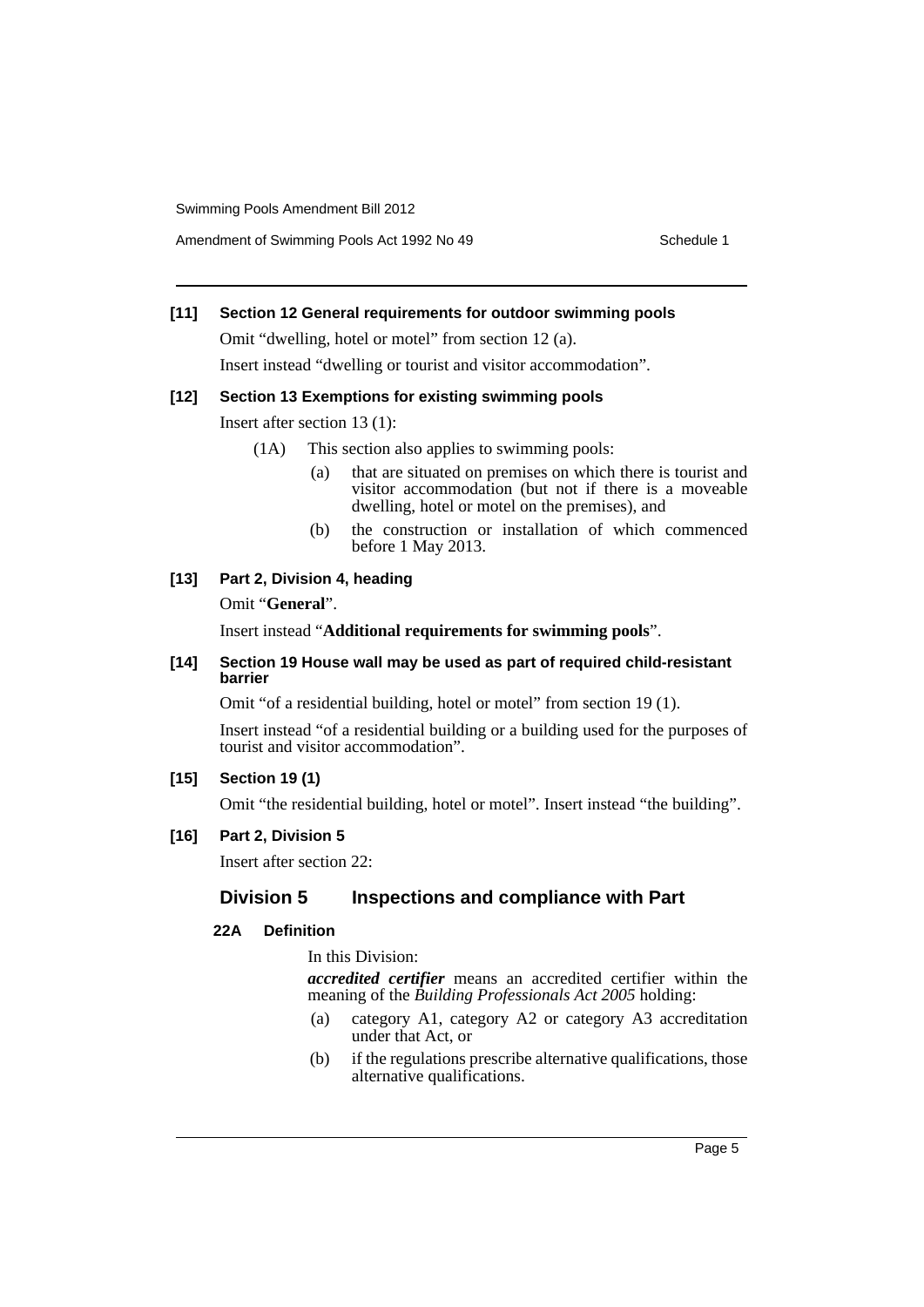**[11] Section 12 General requirements for outdoor swimming pools**

Omit "dwelling, hotel or motel" from section 12 (a).

Insert instead "dwelling or tourist and visitor accommodation".

**[12] Section 13 Exemptions for existing swimming pools**

Insert after section 13 (1):

(1A) This section also applies to swimming pools:

- (a) that are situated on premises on which there is tourist and visitor accommodation (but not if there is a moveable dwelling, hotel or motel on the premises), and
- (b) the construction or installation of which commenced before 1 May 2013.

**[13] Part 2, Division 4, heading**

Omit "**General**".

Insert instead "**Additional requirements for swimming pools**".

**[14] Section 19 House wall may be used as part of required child-resistant barrier**

Omit "of a residential building, hotel or motel" from section 19 (1).

Insert instead "of a residential building or a building used for the purposes of tourist and visitor accommodation".

**[15] Section 19 (1)**

Omit "the residential building, hotel or motel". Insert instead "the building".

**[16] Part 2, Division 5**

Insert after section 22:

## Division 5 Inspections and compliance with Part

### 22A Definition

In this Division:

***accredited certifier*** means an accredited certifier within the meaning of the *Building Professionals Act 2005* holding:

- (a) category A1, category A2 or category A3 accreditation under that Act, or
- (b) if the regulations prescribe alternative qualifications, those alternative qualifications.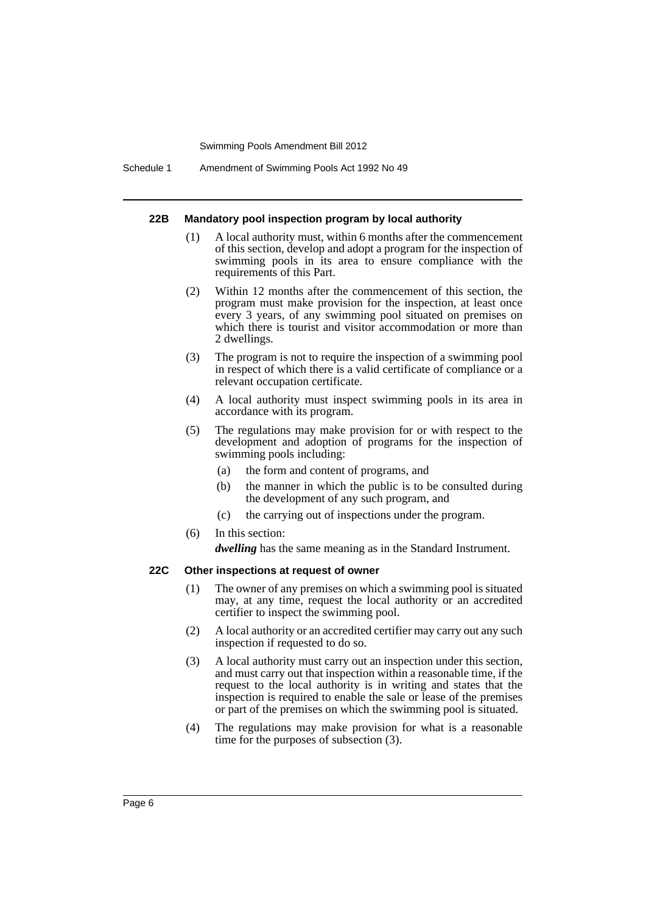#### 22B Mandatory pool inspection program by local authority

(1) A local authority must, within 6 months after the commencement of this section, develop and adopt a program for the inspection of swimming pools in its area to ensure compliance with the requirements of this Part.

(2) Within 12 months after the commencement of this section, the program must make provision for the inspection, at least once every 3 years, of any swimming pool situated on premises on which there is tourist and visitor accommodation or more than 2 dwellings.

(3) The program is not to require the inspection of a swimming pool in respect of which there is a valid certificate of compliance or a relevant occupation certificate.

(4) A local authority must inspect swimming pools in its area in accordance with its program.

(5) The regulations may make provision for or with respect to the development and adoption of programs for the inspection of swimming pools including:

- (a) the form and content of programs, and
- (b) the manner in which the public is to be consulted during the development of any such program, and
- (c) the carrying out of inspections under the program.

(6) In this section:

***dwelling*** has the same meaning as in the Standard Instrument.

#### 22C Other inspections at request of owner

(1) The owner of any premises on which a swimming pool is situated may, at any time, request the local authority or an accredited certifier to inspect the swimming pool.

(2) A local authority or an accredited certifier may carry out any such inspection if requested to do so.

(3) A local authority must carry out an inspection under this section, and must carry out that inspection within a reasonable time, if the request to the local authority is in writing and states that the inspection is required to enable the sale or lease of the premises or part of the premises on which the swimming pool is situated.

(4) The regulations may make provision for what is a reasonable time for the purposes of subsection (3).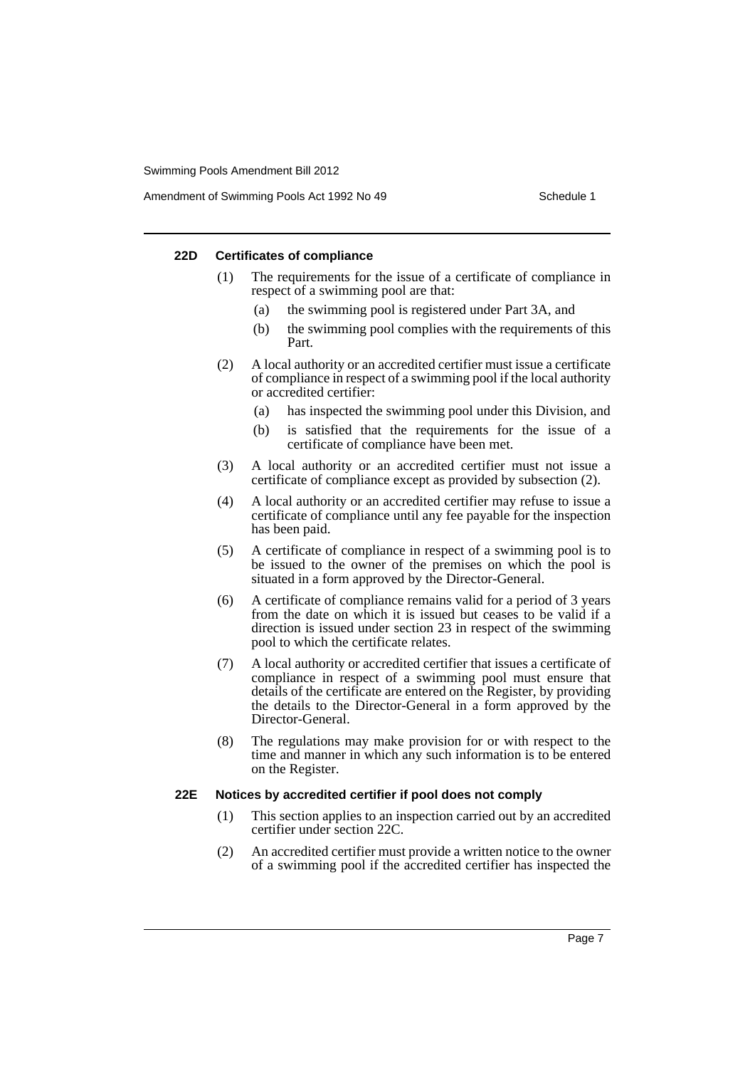#### 22D Certificates of compliance

(1) The requirements for the issue of a certificate of compliance in respect of a swimming pool are that:

- (a) the swimming pool is registered under Part 3A, and
- (b) the swimming pool complies with the requirements of this Part.

(2) A local authority or an accredited certifier must issue a certificate of compliance in respect of a swimming pool if the local authority or accredited certifier:

- (a) has inspected the swimming pool under this Division, and
- (b) is satisfied that the requirements for the issue of a certificate of compliance have been met.

(3) A local authority or an accredited certifier must not issue a certificate of compliance except as provided by subsection (2).

(4) A local authority or an accredited certifier may refuse to issue a certificate of compliance until any fee payable for the inspection has been paid.

(5) A certificate of compliance in respect of a swimming pool is to be issued to the owner of the premises on which the pool is situated in a form approved by the Director-General.

(6) A certificate of compliance remains valid for a period of 3 years from the date on which it is issued but ceases to be valid if a direction is issued under section 23 in respect of the swimming pool to which the certificate relates.

(7) A local authority or accredited certifier that issues a certificate of compliance in respect of a swimming pool must ensure that details of the certificate are entered on the Register, by providing the details to the Director-General in a form approved by the Director-General.

(8) The regulations may make provision for or with respect to the time and manner in which any such information is to be entered on the Register.

#### 22E Notices by accredited certifier if pool does not comply

(1) This section applies to an inspection carried out by an accredited certifier under section 22C.

(2) An accredited certifier must provide a written notice to the owner of a swimming pool if the accredited certifier has inspected the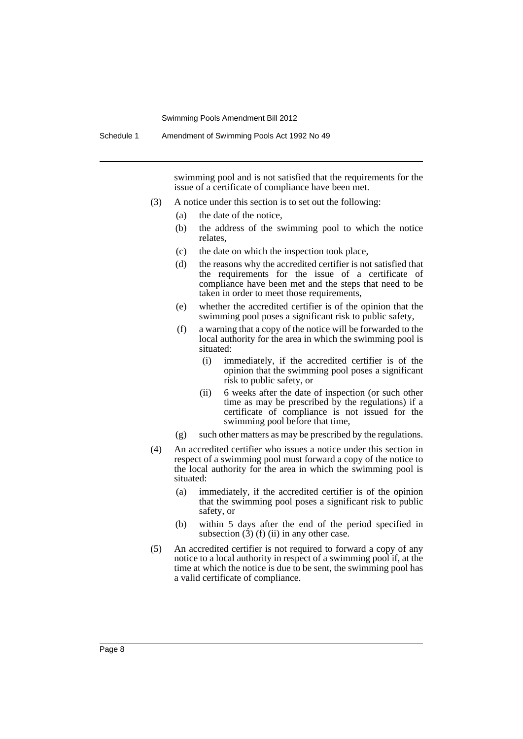swimming pool and is not satisfied that the requirements for the issue of a certificate of compliance have been met.

(3) A notice under this section is to set out the following:

  (a) the date of the notice,

  (b) the address of the swimming pool to which the notice relates,

  (c) the date on which the inspection took place,

  (d) the reasons why the accredited certifier is not satisfied that the requirements for the issue of a certificate of compliance have been met and the steps that need to be taken in order to meet those requirements,

  (e) whether the accredited certifier is of the opinion that the swimming pool poses a significant risk to public safety,

  (f) a warning that a copy of the notice will be forwarded to the local authority for the area in which the swimming pool is situated:

    (i) immediately, if the accredited certifier is of the opinion that the swimming pool poses a significant risk to public safety, or

    (ii) 6 weeks after the date of inspection (or such other time as may be prescribed by the regulations) if a certificate of compliance is not issued for the swimming pool before that time,

  (g) such other matters as may be prescribed by the regulations.

(4) An accredited certifier who issues a notice under this section in respect of a swimming pool must forward a copy of the notice to the local authority for the area in which the swimming pool is situated:

  (a) immediately, if the accredited certifier is of the opinion that the swimming pool poses a significant risk to public safety, or

  (b) within 5 days after the end of the period specified in subsection (3) (f) (ii) in any other case.

(5) An accredited certifier is not required to forward a copy of any notice to a local authority in respect of a swimming pool if, at the time at which the notice is due to be sent, the swimming pool has a valid certificate of compliance.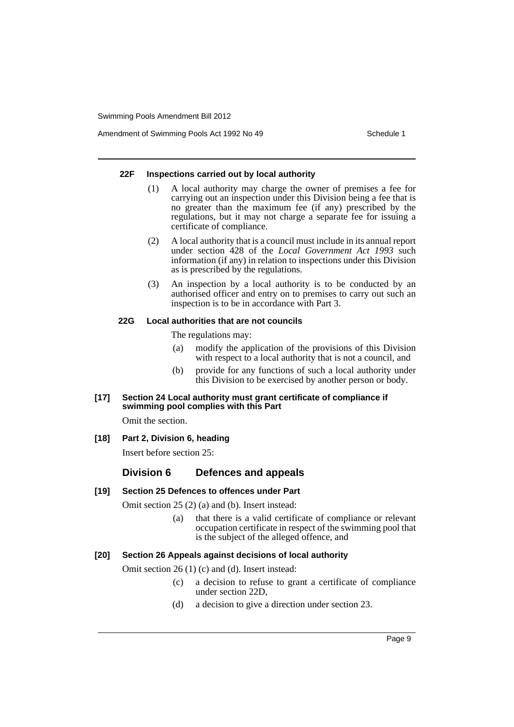#### 22F Inspections carried out by local authority

(1) A local authority may charge the owner of premises a fee for carrying out an inspection under this Division being a fee that is no greater than the maximum fee (if any) prescribed by the regulations, but it may not charge a separate fee for issuing a certificate of compliance.

(2) A local authority that is a council must include in its annual report under section 428 of the *Local Government Act 1993* such information (if any) in relation to inspections under this Division as is prescribed by the regulations.

(3) An inspection by a local authority is to be conducted by an authorised officer and entry on to premises to carry out such an inspection is to be in accordance with Part 3.

#### 22G Local authorities that are not councils

The regulations may:

(a) modify the application of the provisions of this Division with respect to a local authority that is not a council, and

(b) provide for any functions of such a local authority under this Division to be exercised by another person or body.

#### [17] Section 24 Local authority must grant certificate of compliance if swimming pool complies with this Part

Omit the section.

#### [18] Part 2, Division 6, heading

Insert before section 25:

### Division 6 Defences and appeals

#### [19] Section 25 Defences to offences under Part

Omit section 25 (2) (a) and (b). Insert instead:

(a) that there is a valid certificate of compliance or relevant occupation certificate in respect of the swimming pool that is the subject of the alleged offence, and

#### [20] Section 26 Appeals against decisions of local authority

Omit section 26 (1) (c) and (d). Insert instead:

(c) a decision to refuse to grant a certificate of compliance under section 22D,

(d) a decision to give a direction under section 23.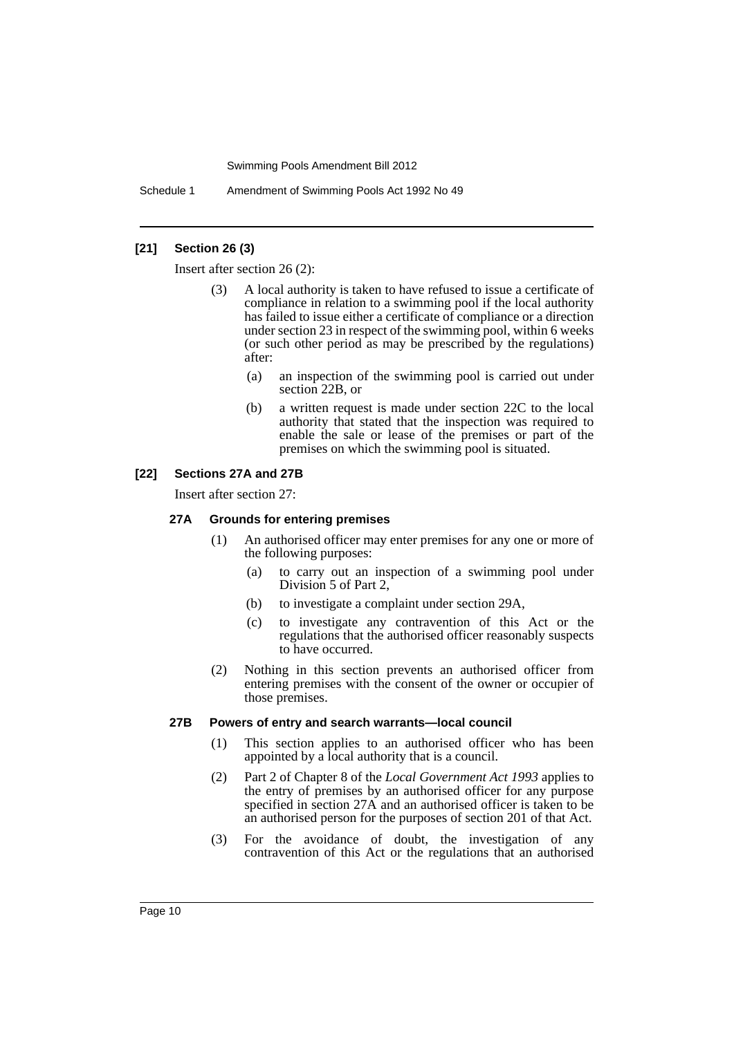### [21] Section 26 (3)

Insert after section 26 (2):

(3) A local authority is taken to have refused to issue a certificate of compliance in relation to a swimming pool if the local authority has failed to issue either a certificate of compliance or a direction under section 23 in respect of the swimming pool, within 6 weeks (or such other period as may be prescribed by the regulations) after:

- (a) an inspection of the swimming pool is carried out under section 22B, or
- (b) a written request is made under section 22C to the local authority that stated that the inspection was required to enable the sale or lease of the premises or part of the premises on which the swimming pool is situated.

### [22] Sections 27A and 27B

Insert after section 27:

#### 27A Grounds for entering premises

(1) An authorised officer may enter premises for any one or more of the following purposes:

- (a) to carry out an inspection of a swimming pool under Division 5 of Part 2,
- (b) to investigate a complaint under section 29A,
- (c) to investigate any contravention of this Act or the regulations that the authorised officer reasonably suspects to have occurred.

(2) Nothing in this section prevents an authorised officer from entering premises with the consent of the owner or occupier of those premises.

#### 27B Powers of entry and search warrants—local council

(1) This section applies to an authorised officer who has been appointed by a local authority that is a council.

(2) Part 2 of Chapter 8 of the *Local Government Act 1993* applies to the entry of premises by an authorised officer for any purpose specified in section 27A and an authorised officer is taken to be an authorised person for the purposes of section 201 of that Act.

(3) For the avoidance of doubt, the investigation of any contravention of this Act or the regulations that an authorised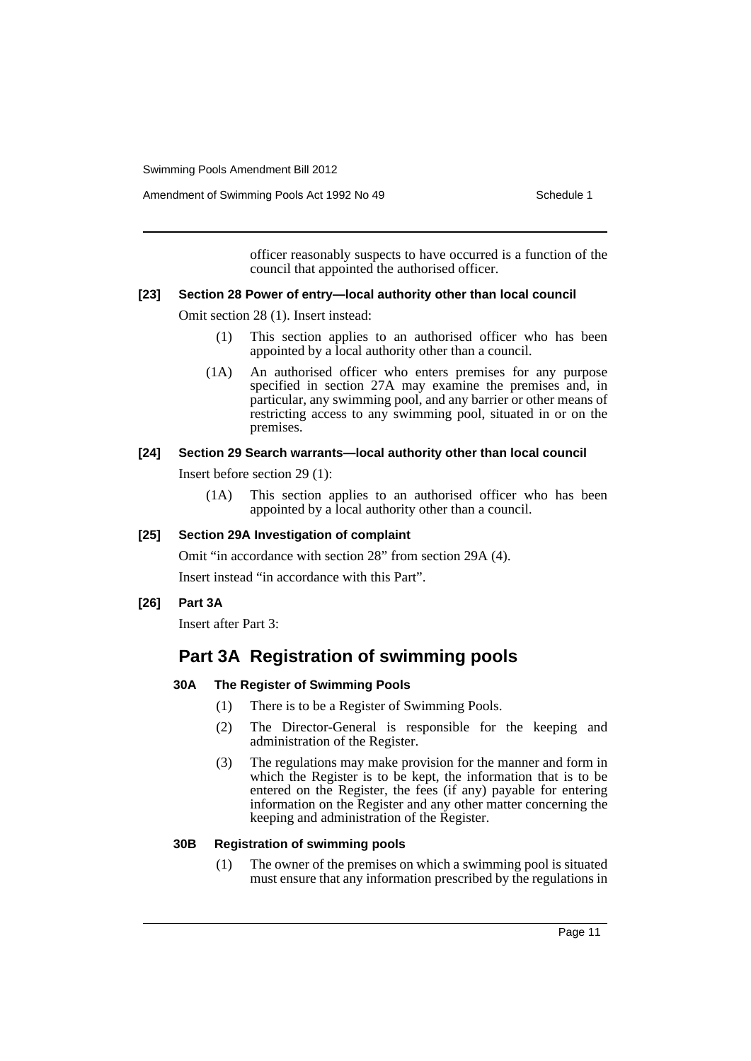officer reasonably suspects to have occurred is a function of the council that appointed the authorised officer.

#### [23] Section 28 Power of entry—local authority other than local council

Omit section 28 (1). Insert instead:

(1) This section applies to an authorised officer who has been appointed by a local authority other than a council.

(1A) An authorised officer who enters premises for any purpose specified in section 27A may examine the premises and, in particular, any swimming pool, and any barrier or other means of restricting access to any swimming pool, situated in or on the premises.

#### [24] Section 29 Search warrants—local authority other than local council

Insert before section 29 (1):

(1A) This section applies to an authorised officer who has been appointed by a local authority other than a council.

#### [25] Section 29A Investigation of complaint

Omit "in accordance with section 28" from section 29A (4).

Insert instead "in accordance with this Part".

#### [26] Part 3A

Insert after Part 3:

## Part 3A Registration of swimming pools

### 30A The Register of Swimming Pools

(1) There is to be a Register of Swimming Pools.

(2) The Director-General is responsible for the keeping and administration of the Register.

(3) The regulations may make provision for the manner and form in which the Register is to be kept, the information that is to be entered on the Register, the fees (if any) payable for entering information on the Register and any other matter concerning the keeping and administration of the Register.

### 30B Registration of swimming pools

(1) The owner of the premises on which a swimming pool is situated must ensure that any information prescribed by the regulations in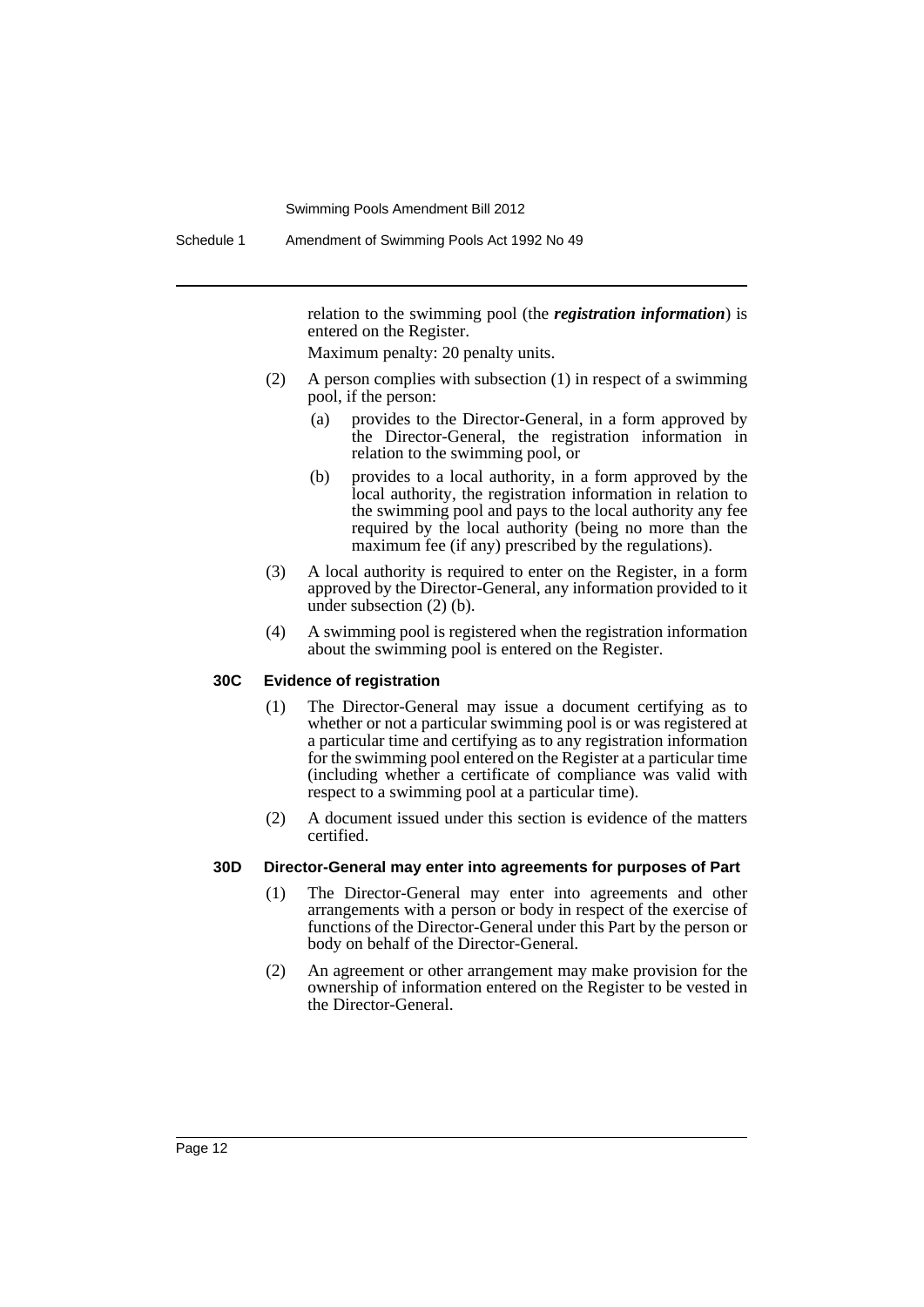relation to the swimming pool (the ***registration information***) is entered on the Register.

Maximum penalty: 20 penalty units.

(2) A person complies with subsection (1) in respect of a swimming pool, if the person:

(a) provides to the Director-General, in a form approved by the Director-General, the registration information in relation to the swimming pool, or

(b) provides to a local authority, in a form approved by the local authority, the registration information in relation to the swimming pool and pays to the local authority any fee required by the local authority (being no more than the maximum fee (if any) prescribed by the regulations).

(3) A local authority is required to enter on the Register, in a form approved by the Director-General, any information provided to it under subsection (2) (b).

(4) A swimming pool is registered when the registration information about the swimming pool is entered on the Register.

**30C Evidence of registration**

(1) The Director-General may issue a document certifying as to whether or not a particular swimming pool is or was registered at a particular time and certifying as to any registration information for the swimming pool entered on the Register at a particular time (including whether a certificate of compliance was valid with respect to a swimming pool at a particular time).

(2) A document issued under this section is evidence of the matters certified.

**30D Director-General may enter into agreements for purposes of Part**

(1) The Director-General may enter into agreements and other arrangements with a person or body in respect of the exercise of functions of the Director-General under this Part by the person or body on behalf of the Director-General.

(2) An agreement or other arrangement may make provision for the ownership of information entered on the Register to be vested in the Director-General.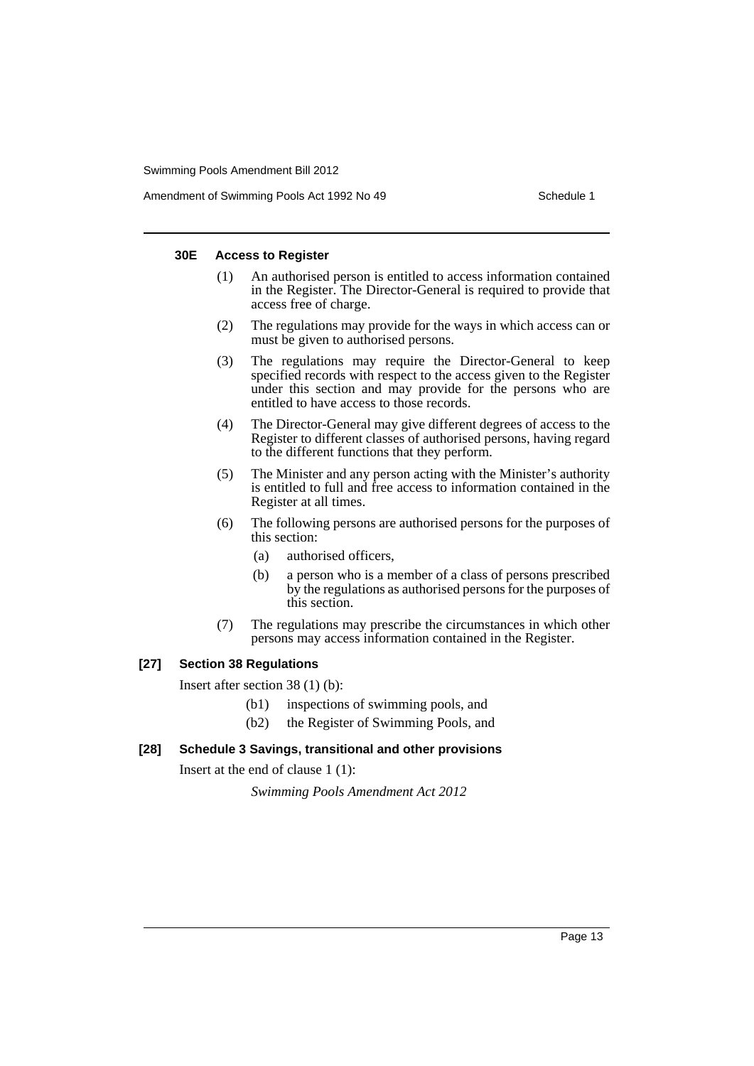#### 30E Access to Register

(1) An authorised person is entitled to access information contained in the Register. The Director-General is required to provide that access free of charge.

(2) The regulations may provide for the ways in which access can or must be given to authorised persons.

(3) The regulations may require the Director-General to keep specified records with respect to the access given to the Register under this section and may provide for the persons who are entitled to have access to those records.

(4) The Director-General may give different degrees of access to the Register to different classes of authorised persons, having regard to the different functions that they perform.

(5) The Minister and any person acting with the Minister's authority is entitled to full and free access to information contained in the Register at all times.

(6) The following persons are authorised persons for the purposes of this section:

- (a) authorised officers,
- (b) a person who is a member of a class of persons prescribed by the regulations as authorised persons for the purposes of this section.

(7) The regulations may prescribe the circumstances in which other persons may access information contained in the Register.

### [27] Section 38 Regulations

Insert after section 38 (1) (b):

- (b1) inspections of swimming pools, and
- (b2) the Register of Swimming Pools, and

### [28] Schedule 3 Savings, transitional and other provisions

Insert at the end of clause 1 (1):

*Swimming Pools Amendment Act 2012*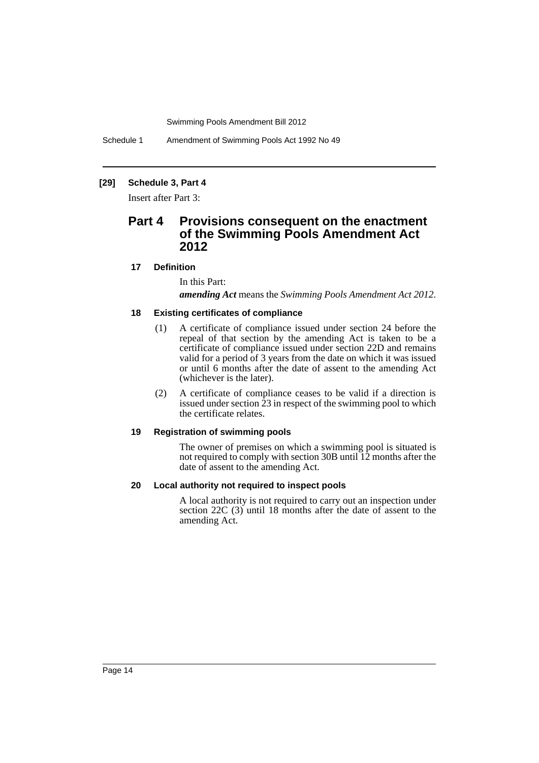**[29] Schedule 3, Part 4**

Insert after Part 3:

## Part 4 Provisions consequent on the enactment of the Swimming Pools Amendment Act 2012

**17 Definition**

In this Part:

***amending Act*** means the *Swimming Pools Amendment Act 2012*.

**18 Existing certificates of compliance**

(1) A certificate of compliance issued under section 24 before the repeal of that section by the amending Act is taken to be a certificate of compliance issued under section 22D and remains valid for a period of 3 years from the date on which it was issued or until 6 months after the date of assent to the amending Act (whichever is the later).

(2) A certificate of compliance ceases to be valid if a direction is issued under section 23 in respect of the swimming pool to which the certificate relates.

**19 Registration of swimming pools**

The owner of premises on which a swimming pool is situated is not required to comply with section 30B until 12 months after the date of assent to the amending Act.

**20 Local authority not required to inspect pools**

A local authority is not required to carry out an inspection under section 22C (3) until 18 months after the date of assent to the amending Act.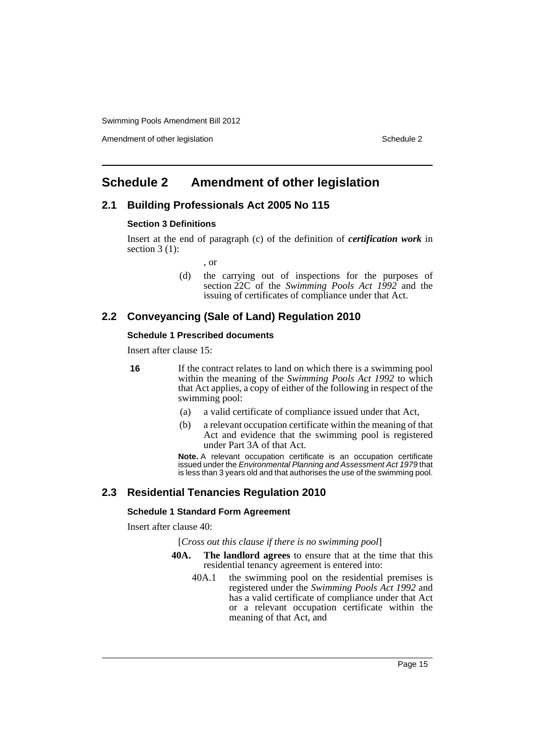# Schedule 2 Amendment of other legislation

## 2.1 Building Professionals Act 2005 No 115

### Section 3 Definitions

Insert at the end of paragraph (c) of the definition of ***certification work*** in section 3 (1):

, or

(d) the carrying out of inspections for the purposes of section 22C of the *Swimming Pools Act 1992* and the issuing of certificates of compliance under that Act.

## 2.2 Conveyancing (Sale of Land) Regulation 2010

### Schedule 1 Prescribed documents

Insert after clause 15:

**16** If the contract relates to land on which there is a swimming pool within the meaning of the *Swimming Pools Act 1992* to which that Act applies, a copy of either of the following in respect of the swimming pool:

(a) a valid certificate of compliance issued under that Act,

(b) a relevant occupation certificate within the meaning of that Act and evidence that the swimming pool is registered under Part 3A of that Act.

**Note.** A relevant occupation certificate is an occupation certificate issued under the *Environmental Planning and Assessment Act 1979* that is less than 3 years old and that authorises the use of the swimming pool.

## 2.3 Residential Tenancies Regulation 2010

### Schedule 1 Standard Form Agreement

Insert after clause 40:

[*Cross out this clause if there is no swimming pool*]

**40A. The landlord agrees** to ensure that at the time that this residential tenancy agreement is entered into:

40A.1 the swimming pool on the residential premises is registered under the *Swimming Pools Act 1992* and has a valid certificate of compliance under that Act or a relevant occupation certificate within the meaning of that Act, and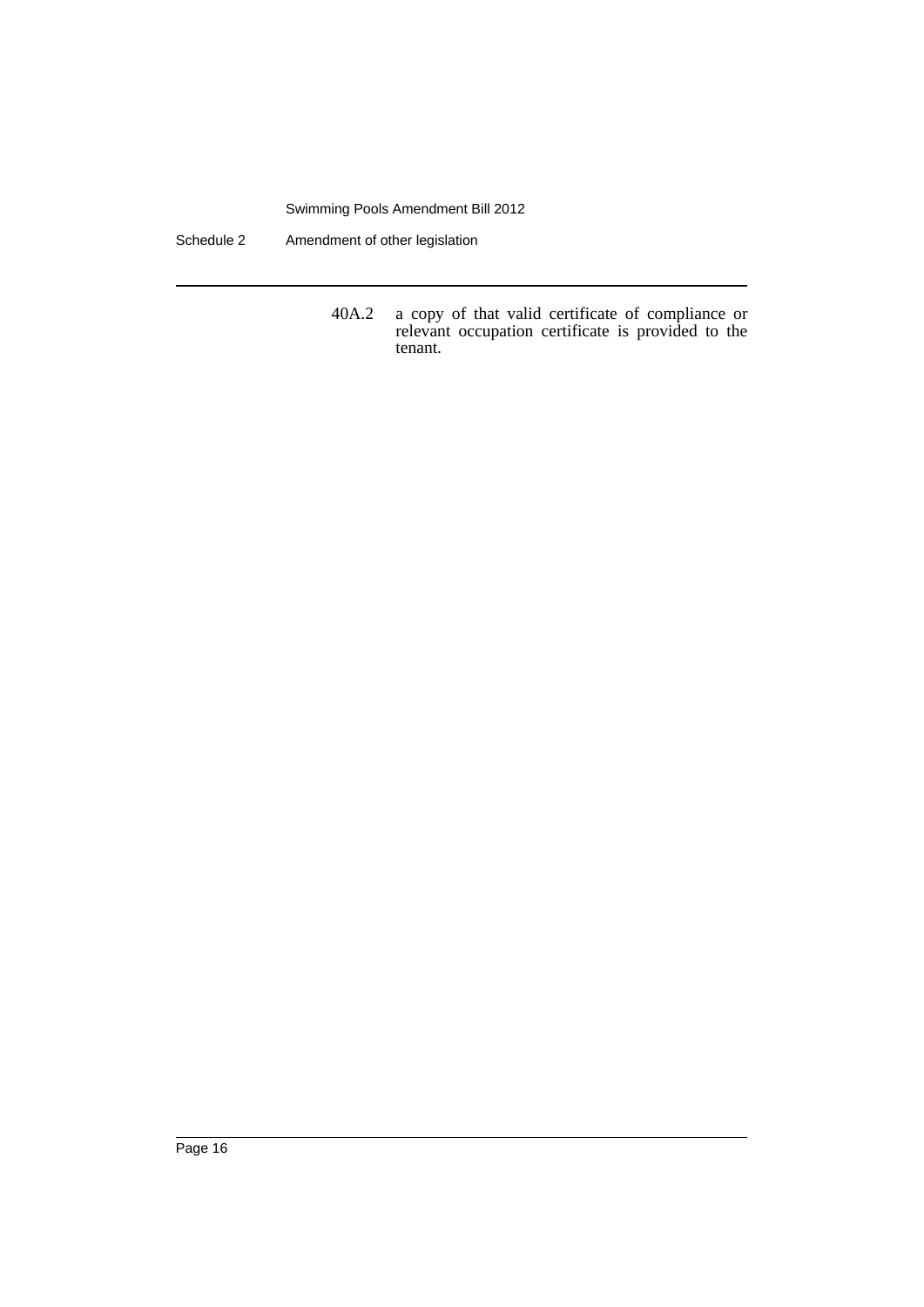40A.2 a copy of that valid certificate of compliance or relevant occupation certificate is provided to the tenant.